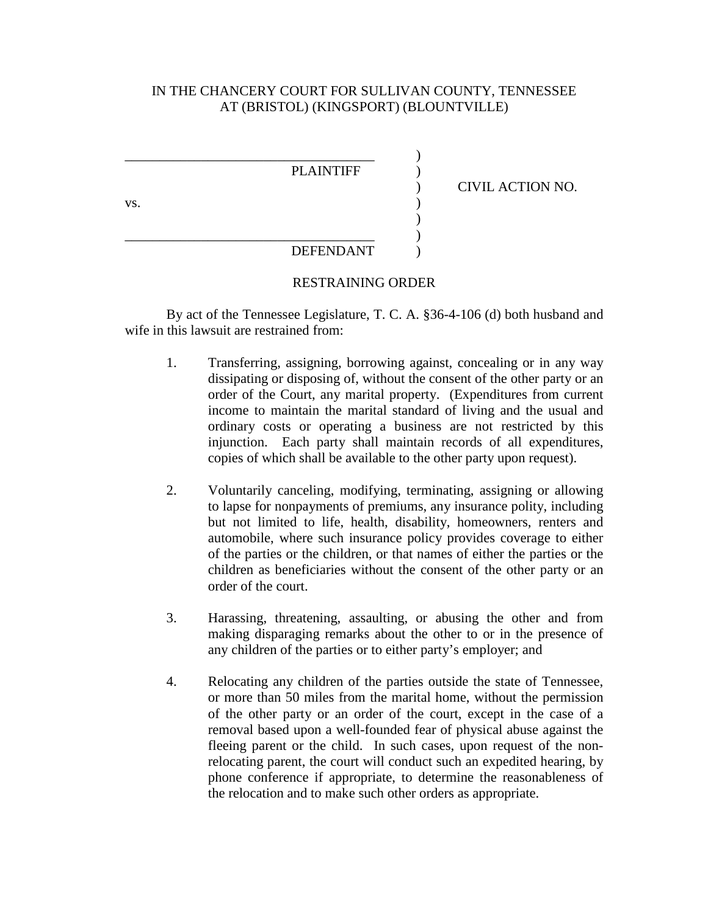IN THE CHANCERY COURT FOR SULLIVAN COUNTY, TENNESSEE
AT (BRISTOL) (KINGSPORT) (BLOUNTVILLE)

\_\_\_\_\_\_\_\_\_\_\_\_\_\_\_\_\_\_\_\_\_\_\_\_\_\_\_\_\_\_\_\_\_\_\_\_ )
PLAINTIFF )
) CIVIL ACTION NO.
vs. )
)
\_\_\_\_\_\_\_\_\_\_\_\_\_\_\_\_\_\_\_\_\_\_\_\_\_\_\_\_\_\_\_\_\_\_\_\_ )
DEFENDANT )

RESTRAINING ORDER

By act of the Tennessee Legislature, T. C. A. §36-4-106 (d) both husband and wife in this lawsuit are restrained from:

1. Transferring, assigning, borrowing against, concealing or in any way dissipating or disposing of, without the consent of the other party or an order of the Court, any marital property. (Expenditures from current income to maintain the marital standard of living and the usual and ordinary costs or operating a business are not restricted by this injunction. Each party shall maintain records of all expenditures, copies of which shall be available to the other party upon request).

2. Voluntarily canceling, modifying, terminating, assigning or allowing to lapse for nonpayments of premiums, any insurance polity, including but not limited to life, health, disability, homeowners, renters and automobile, where such insurance policy provides coverage to either of the parties or the children, or that names of either the parties or the children as beneficiaries without the consent of the other party or an order of the court.

3. Harassing, threatening, assaulting, or abusing the other and from making disparaging remarks about the other to or in the presence of any children of the parties or to either party's employer; and

4. Relocating any children of the parties outside the state of Tennessee, or more than 50 miles from the marital home, without the permission of the other party or an order of the court, except in the case of a removal based upon a well-founded fear of physical abuse against the fleeing parent or the child. In such cases, upon request of the non-relocating parent, the court will conduct such an expedited hearing, by phone conference if appropriate, to determine the reasonableness of the relocation and to make such other orders as appropriate.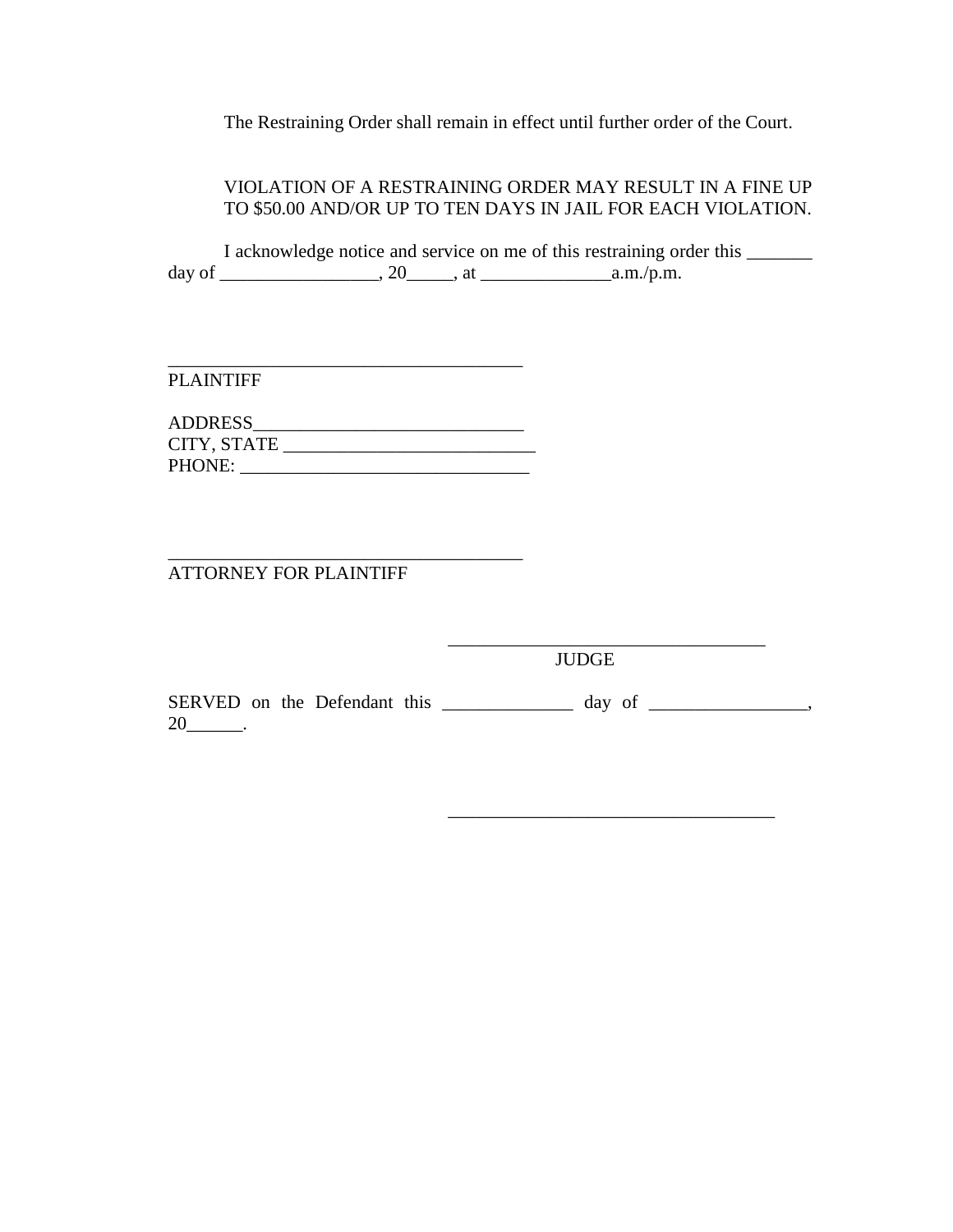The Restraining Order shall remain in effect until further order of the Court.

VIOLATION OF A RESTRAINING ORDER MAY RESULT IN A FINE UP TO $50.00 AND/OR UP TO TEN DAYS IN JAIL FOR EACH VIOLATION.

I acknowledge notice and service on me of this restraining order this _______ day of _________________, 20_____, at ______________a.m./p.m.

______________________________________
PLAINTIFF

ADDRESS_____________________________
CITY, STATE ___________________________
PHONE: _______________________________

______________________________________
ATTORNEY FOR PLAINTIFF

__________________________________
JUDGE

SERVED on the Defendant this ______________ day of _________________, 20______.

___________________________________